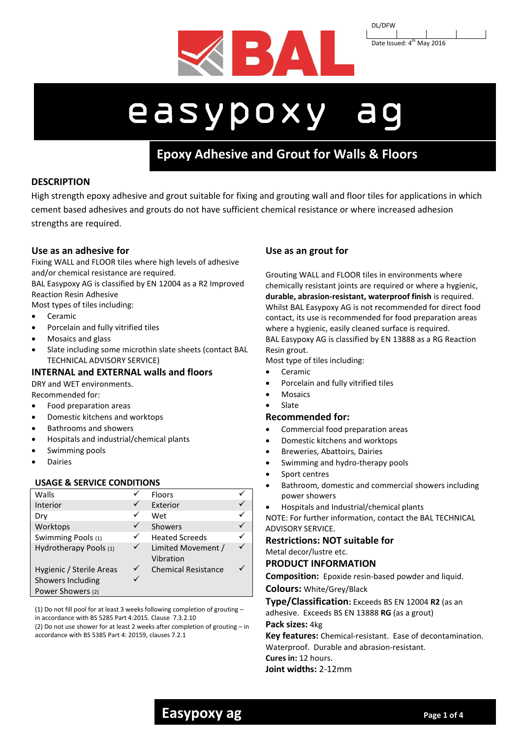DL/DFW

Date Issued: 4th May 2016

# easypoxy ag

## Epoxy Adhesive and Grout for Walls & Floors

### DESCRIPTION

High strength epoxy adhesive and grout suitable for fixing and grouting wall and floor tiles for applications in which cement based adhesives and grouts do not have sufficient chemical resistance or where increased adhesion strengths are required.

### Use as an adhesive for

Fixing WALL and FLOOR tiles where high levels of adhesive and/or chemical resistance are required.

BAL Easypoxy AG is classified by EN 12004 as a R2 Improved Reaction Resin Adhesive

Most types of tiles including:

- Ceramic
- Porcelain and fully vitrified tiles
- Mosaics and glass
- Slate including some microthin slate sheets (contact BAL TECHNICAL ADVISORY SERVICE)

### INTERNAL and EXTERNAL walls and floors

DRY and WET environments.

Recommended for:

- Food preparation areas
- Domestic kitchens and worktops
- Bathrooms and showers
- Hospitals and industrial/chemical plants
- Swimming pools
- Dairies

### USAGE & SERVICE CONDITIONS

| | | | |
|---|---|---|---|
| Walls | ✓ | Floors | ✓ |
| Interior | ✓ | Exterior | ✓ |
| Dry | ✓ | Wet | ✓ |
| Worktops | ✓ | Showers | ✓ |
| Swimming Pools (1) | ✓ | Heated Screeds | ✓ |
| Hydrotherapy Pools (1) | ✓ | Limited Movement / Vibration | ✓ |
| Hygienic / Sterile Areas | ✓ | Chemical Resistance | ✓ |
| Showers Including Power Showers (2) | ✓ | | |

(1) Do not fill pool for at least 3 weeks following completion of grouting – in accordance with BS 5285 Part 4:2015. Clause 7.3.2.10

(2) Do not use shower for at least 2 weeks after completion of grouting – in accordance with BS 5385 Part 4: 20159, clauses 7.2.1

### Use as an grout for

Grouting WALL and FLOOR tiles in environments where chemically resistant joints are required or where a hygienic, **durable, abrasion-resistant, waterproof finish** is required.

Whilst BAL Easypoxy AG is not recommended for direct food contact, its use is recommended for food preparation areas where a hygienic, easily cleaned surface is required.

BAL Easypoxy AG is classified by EN 13888 as a RG Reaction Resin grout.

Most type of tiles including:

- Ceramic
- Porcelain and fully vitrified tiles
- Mosaics
- Slate

### Recommended for:

- Commercial food preparation areas
- Domestic kitchens and worktops
- Breweries, Abattoirs, Dairies
- Swimming and hydro-therapy pools
- Sport centres
- Bathroom, domestic and commercial showers including power showers
- Hospitals and Industrial/chemical plants

NOTE: For further information, contact the BAL TECHNICAL ADVISORY SERVICE.

### Restrictions: NOT suitable for

Metal decor/lustre etc.

### PRODUCT INFORMATION

**Composition:** Epoxide resin-based powder and liquid.

**Colours:** White/Grey/Black

**Type/Classification:** Exceeds BS EN 12004 **R2** (as an adhesive. Exceeds BS EN 13888 **RG** (as a grout)

**Pack sizes:** 4kg

**Key features:** Chemical-resistant. Ease of decontamination. Waterproof. Durable and abrasion-resistant.

**Cures in:** 12 hours.

**Joint widths:** 2-12mm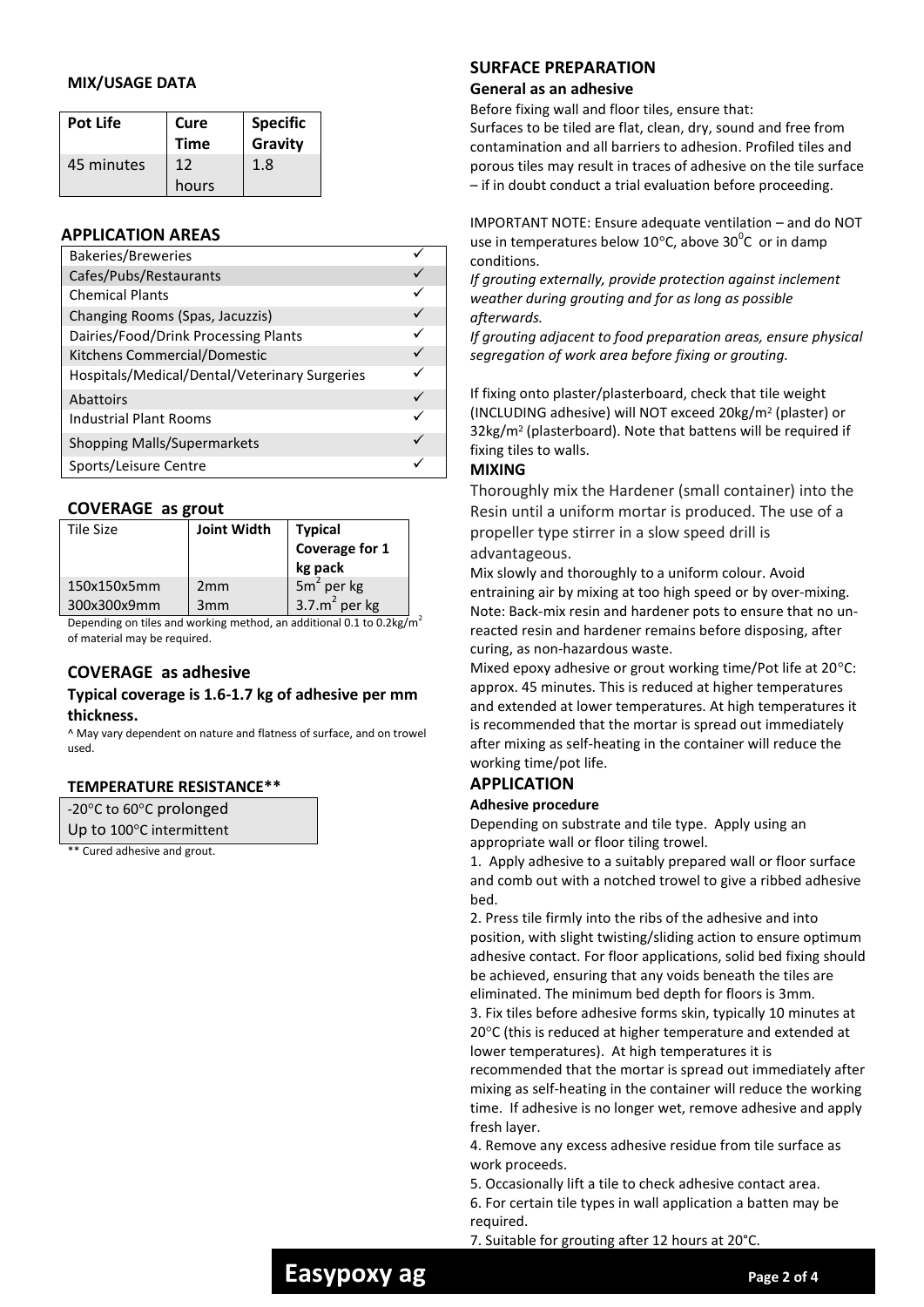#### MIX/USAGE DATA

| Pot Life | Cure Time | Specific Gravity |
|---|---|---|
| 45 minutes | 12 hours | 1.8 |

### APPLICATION AREAS

| Area | |
|---|---|
| Bakeries/Breweries | ✓ |
| Cafes/Pubs/Restaurants | ✓ |
| Chemical Plants | ✓ |
| Changing Rooms (Spas, Jacuzzis) | ✓ |
| Dairies/Food/Drink Processing Plants | ✓ |
| Kitchens Commercial/Domestic | ✓ |
| Hospitals/Medical/Dental/Veterinary Surgeries | ✓ |
| Abattoirs | ✓ |
| Industrial Plant Rooms | ✓ |
| Shopping Malls/Supermarkets | ✓ |
| Sports/Leisure Centre | ✓ |

### COVERAGE as grout

| Tile Size | Joint Width | Typical Coverage for 1 kg pack |
|---|---|---|
| 150x150x5mm | 2mm | 5m$^2$ per kg |
| 300x300x9mm | 3mm | 3.7.m$^2$ per kg |

Depending on tiles and working method, an additional 0.1 to 0.2kg/m$^2$ of material may be required.

### COVERAGE as adhesive

**Typical coverage is 1.6-1.7 kg of adhesive per mm thickness.**

^ May vary dependent on nature and flatness of surface, and on trowel used.

#### TEMPERATURE RESISTANCE**

| -20°C to 60°C prolonged |
|---|
| Up to 100°C intermittent |

** Cured adhesive and grout.

### SURFACE PREPARATION

#### General as an adhesive

Before fixing wall and floor tiles, ensure that:
Surfaces to be tiled are flat, clean, dry, sound and free from contamination and all barriers to adhesion. Profiled tiles and porous tiles may result in traces of adhesive on the tile surface – if in doubt conduct a trial evaluation before proceeding.

IMPORTANT NOTE: Ensure adequate ventilation – and do NOT use in temperatures below 10°C, above 30$^0$C or in damp conditions.
*If grouting externally, provide protection against inclement weather during grouting and for as long as possible afterwards.*
*If grouting adjacent to food preparation areas, ensure physical segregation of work area before fixing or grouting.*

If fixing onto plaster/plasterboard, check that tile weight (INCLUDING adhesive) will NOT exceed 20kg/m² (plaster) or 32kg/m² (plasterboard). Note that battens will be required if fixing tiles to walls.

### MIXING

Thoroughly mix the Hardener (small container) into the Resin until a uniform mortar is produced. The use of a propeller type stirrer in a slow speed drill is advantageous.

Mix slowly and thoroughly to a uniform colour. Avoid entraining air by mixing at too high speed or by over-mixing.
Note: Back-mix resin and hardener pots to ensure that no un-reacted resin and hardener remains before disposing, after curing, as non-hazardous waste.
Mixed epoxy adhesive or grout working time/Pot life at 20°C: approx. 45 minutes. This is reduced at higher temperatures and extended at lower temperatures. At high temperatures it is recommended that the mortar is spread out immediately after mixing as self-heating in the container will reduce the working time/pot life.

### APPLICATION

#### Adhesive procedure

Depending on substrate and tile type. Apply using an appropriate wall or floor tiling trowel.

1. Apply adhesive to a suitably prepared wall or floor surface and comb out with a notched trowel to give a ribbed adhesive bed.
2. Press tile firmly into the ribs of the adhesive and into position, with slight twisting/sliding action to ensure optimum adhesive contact. For floor applications, solid bed fixing should be achieved, ensuring that any voids beneath the tiles are eliminated. The minimum bed depth for floors is 3mm.
3. Fix tiles before adhesive forms skin, typically 10 minutes at 20°C (this is reduced at higher temperature and extended at lower temperatures). At high temperatures it is recommended that the mortar is spread out immediately after mixing as self-heating in the container will reduce the working time. If adhesive is no longer wet, remove adhesive and apply fresh layer.
4. Remove any excess adhesive residue from tile surface as work proceeds.
5. Occasionally lift a tile to check adhesive contact area.
6. For certain tile types in wall application a batten may be required.
7. Suitable for grouting after 12 hours at 20°C.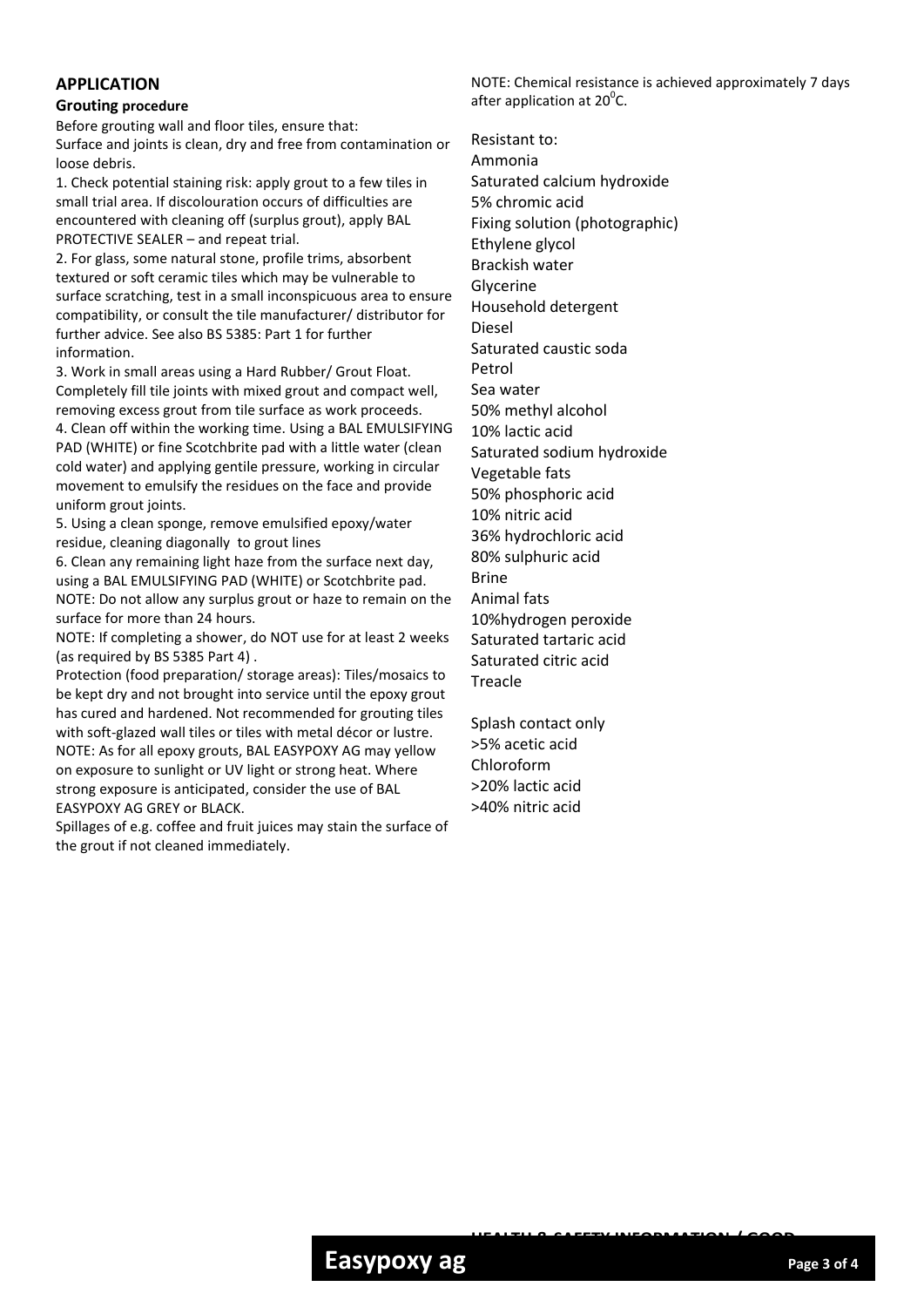## APPLICATION

### Grouting procedure

Before grouting wall and floor tiles, ensure that:
Surface and joints is clean, dry and free from contamination or loose debris.

1. Check potential staining risk: apply grout to a few tiles in small trial area. If discolouration occurs of difficulties are encountered with cleaning off (surplus grout), apply BAL PROTECTIVE SEALER – and repeat trial.
2. For glass, some natural stone, profile trims, absorbent textured or soft ceramic tiles which may be vulnerable to surface scratching, test in a small inconspicuous area to ensure compatibility, or consult the tile manufacturer/ distributor for further advice. See also BS 5385: Part 1 for further information.
3. Work in small areas using a Hard Rubber/ Grout Float. Completely fill tile joints with mixed grout and compact well, removing excess grout from tile surface as work proceeds.
4. Clean off within the working time. Using a BAL EMULSIFYING PAD (WHITE) or fine Scotchbrite pad with a little water (clean cold water) and applying gentile pressure, working in circular movement to emulsify the residues on the face and provide uniform grout joints.
5. Using a clean sponge, remove emulsified epoxy/water residue, cleaning diagonally to grout lines
6. Clean any remaining light haze from the surface next day, using a BAL EMULSIFYING PAD (WHITE) or Scotchbrite pad.

NOTE: Do not allow any surplus grout or haze to remain on the surface for more than 24 hours.

NOTE: If completing a shower, do NOT use for at least 2 weeks (as required by BS 5385 Part 4) .

Protection (food preparation/ storage areas): Tiles/mosaics to be kept dry and not brought into service until the epoxy grout has cured and hardened. Not recommended for grouting tiles with soft-glazed wall tiles or tiles with metal décor or lustre.

NOTE: As for all epoxy grouts, BAL EASYPOXY AG may yellow on exposure to sunlight or UV light or strong heat. Where strong exposure is anticipated, consider the use of BAL EASYPOXY AG GREY or BLACK.

Spillages of e.g. coffee and fruit juices may stain the surface of the grout if not cleaned immediately.

NOTE: Chemical resistance is achieved approximately 7 days after application at 20$^0$C.

Resistant to:
Ammonia
Saturated calcium hydroxide
5% chromic acid
Fixing solution (photographic)
Ethylene glycol
Brackish water
Glycerine
Household detergent
Diesel
Saturated caustic soda
Petrol
Sea water
50% methyl alcohol
10% lactic acid
Saturated sodium hydroxide
Vegetable fats
50% phosphoric acid
10% nitric acid
36% hydrochloric acid
80% sulphuric acid
Brine
Animal fats
10%hydrogen peroxide
Saturated tartaric acid
Saturated citric acid
Treacle

Splash contact only
>5% acetic acid
Chloroform
>20% lactic acid
>40% nitric acid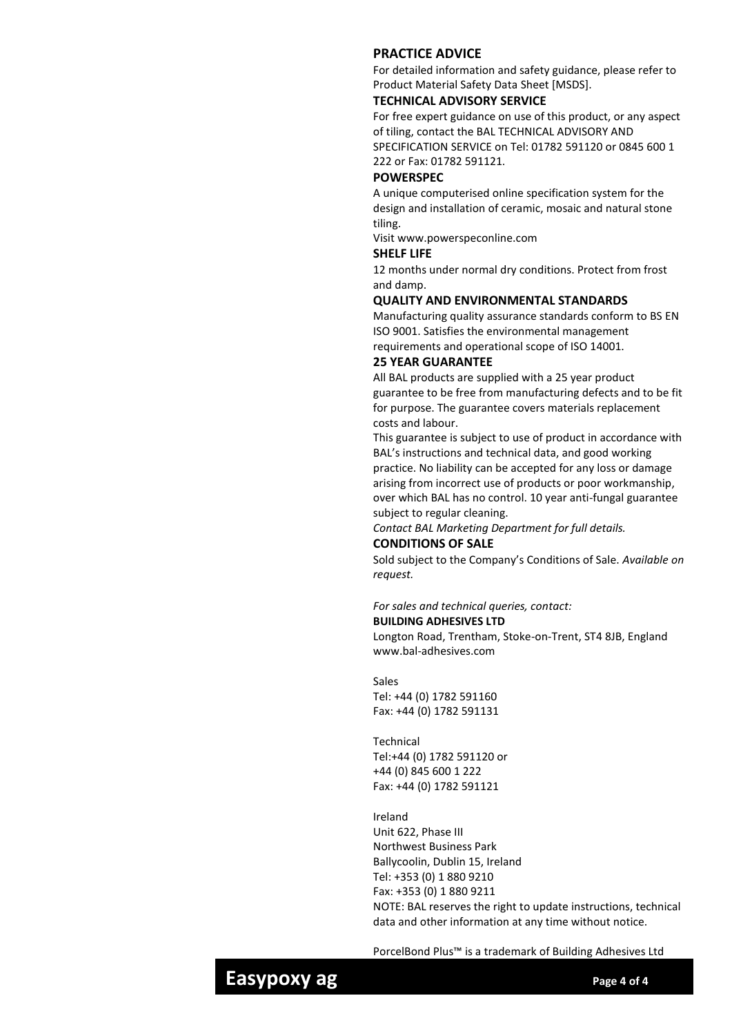## PRACTICE ADVICE

For detailed information and safety guidance, please refer to Product Material Safety Data Sheet [MSDS].

## TECHNICAL ADVISORY SERVICE

For free expert guidance on use of this product, or any aspect of tiling, contact the BAL TECHNICAL ADVISORY AND SPECIFICATION SERVICE on Tel: 01782 591120 or 0845 600 1 222 or Fax: 01782 591121.

## POWERSPEC

A unique computerised online specification system for the design and installation of ceramic, mosaic and natural stone tiling.

Visit www.powerspeconline.com

## SHELF LIFE

12 months under normal dry conditions. Protect from frost and damp.

## QUALITY AND ENVIRONMENTAL STANDARDS

Manufacturing quality assurance standards conform to BS EN ISO 9001. Satisfies the environmental management requirements and operational scope of ISO 14001.

## 25 YEAR GUARANTEE

All BAL products are supplied with a 25 year product guarantee to be free from manufacturing defects and to be fit for purpose. The guarantee covers materials replacement costs and labour.

This guarantee is subject to use of product in accordance with BAL's instructions and technical data, and good working practice. No liability can be accepted for any loss or damage arising from incorrect use of products or poor workmanship, over which BAL has no control. 10 year anti-fungal guarantee subject to regular cleaning.

*Contact BAL Marketing Department for full details.*

## CONDITIONS OF SALE

Sold subject to the Company's Conditions of Sale. *Available on request.*

*For sales and technical queries, contact:*

**BUILDING ADHESIVES LTD**

Longton Road, Trentham, Stoke-on-Trent, ST4 8JB, England
www.bal-adhesives.com

Sales
Tel: +44 (0) 1782 591160
Fax: +44 (0) 1782 591131

Technical
Tel:+44 (0) 1782 591120 or
+44 (0) 845 600 1 222
Fax: +44 (0) 1782 591121

Ireland
Unit 622, Phase III
Northwest Business Park
Ballycoolin, Dublin 15, Ireland
Tel: +353 (0) 1 880 9210
Fax: +353 (0) 1 880 9211

NOTE: BAL reserves the right to update instructions, technical data and other information at any time without notice.

PorcelBond Plus™ is a trademark of Building Adhesives Ltd